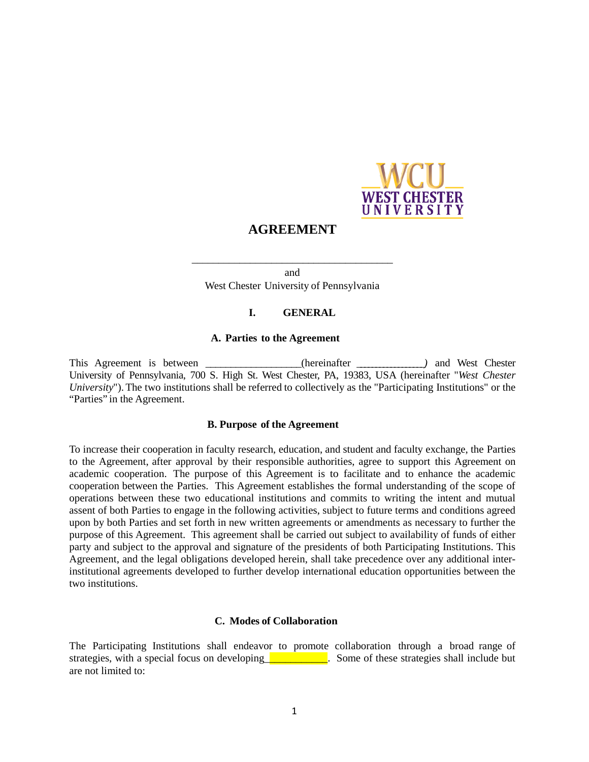# AGREEMENT

______________________________________

and

West Chester University of Pennsylvania

## I. GENERAL

### A. Parties to the Agreement

This Agreement is between __________________(hereinafter ______________) and West Chester University of Pennsylvania, 700 S. High St. West Chester, PA, 19383, USA (hereinafter "*West Chester University*"). The two institutions shall be referred to collectively as the "Participating Institutions" or the "Parties" in the Agreement.

### B. Purpose of the Agreement

To increase their cooperation in faculty research, education, and student and faculty exchange, the Parties to the Agreement, after approval by their responsible authorities, agree to support this Agreement on academic cooperation. The purpose of this Agreement is to facilitate and to enhance the academic cooperation between the Parties. This Agreement establishes the formal understanding of the scope of operations between these two educational institutions and commits to writing the intent and mutual assent of both Parties to engage in the following activities, subject to future terms and conditions agreed upon by both Parties and set forth in new written agreements or amendments as necessary to further the purpose of this Agreement. This agreement shall be carried out subject to availability of funds of either party and subject to the approval and signature of the presidents of both Participating Institutions. This Agreement, and the legal obligations developed herein, shall take precedence over any additional inter-institutional agreements developed to further develop international education opportunities between the two institutions.

### C. Modes of Collaboration

The Participating Institutions shall endeavor to promote collaboration through a broad range of strategies, with a special focus on developing___________. Some of these strategies shall include but are not limited to: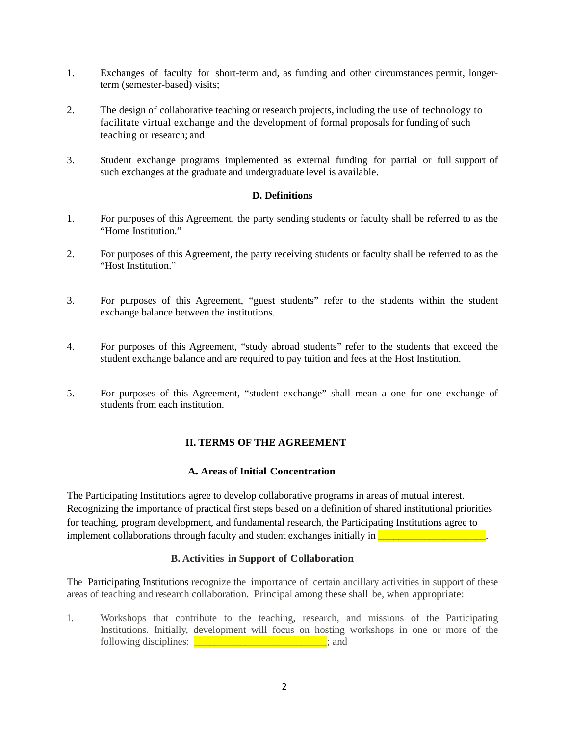1. Exchanges of faculty for short-term and, as funding and other circumstances permit, longer-term (semester-based) visits;

2. The design of collaborative teaching or research projects, including the use of technology to facilitate virtual exchange and the development of formal proposals for funding of such teaching or research; and

3. Student exchange programs implemented as external funding for partial or full support of such exchanges at the graduate and undergraduate level is available.

### D. Definitions

1. For purposes of this Agreement, the party sending students or faculty shall be referred to as the "Home Institution."

2. For purposes of this Agreement, the party receiving students or faculty shall be referred to as the "Host Institution."

3. For purposes of this Agreement, "guest students" refer to the students within the student exchange balance between the institutions.

4. For purposes of this Agreement, "study abroad students" refer to the students that exceed the student exchange balance and are required to pay tuition and fees at the Host Institution.

5. For purposes of this Agreement, "student exchange" shall mean a one for one exchange of students from each institution.

## II. TERMS OF THE AGREEMENT

### A. Areas of Initial Concentration

The Participating Institutions agree to develop collaborative programs in areas of mutual interest. Recognizing the importance of practical first steps based on a definition of shared institutional priorities for teaching, program development, and fundamental research, the Participating Institutions agree to implement collaborations through faculty and student exchanges initially in ____________________.

### B. Activities in Support of Collaboration

The Participating Institutions recognize the importance of certain ancillary activities in support of these areas of teaching and research collaboration. Principal among these shall be, when appropriate:

1. Workshops that contribute to the teaching, research, and missions of the Participating Institutions. Initially, development will focus on hosting workshops in one or more of the following disciplines: _________________________; and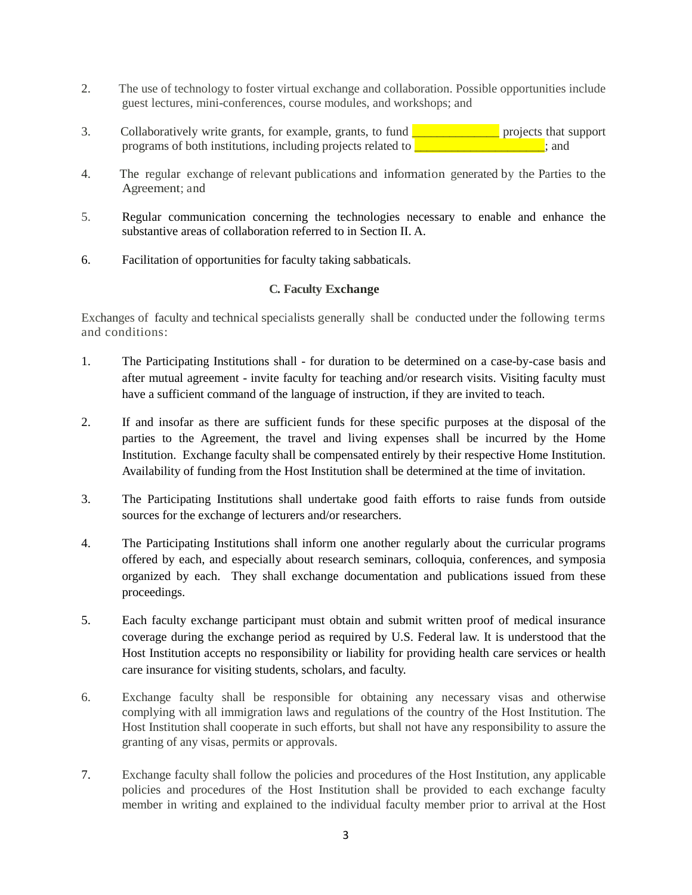2. The use of technology to foster virtual exchange and collaboration. Possible opportunities include guest lectures, mini-conferences, course modules, and workshops; and

3. Collaboratively write grants, for example, grants, to fund ______________ projects that support programs of both institutions, including projects related to _____________________; and

4. The regular exchange of relevant publications and information generated by the Parties to the Agreement; and

5. Regular communication concerning the technologies necessary to enable and enhance the substantive areas of collaboration referred to in Section II. A.

6. Facilitation of opportunities for faculty taking sabbaticals.

### C. Faculty Exchange

Exchanges of faculty and technical specialists generally shall be conducted under the following terms and conditions:

1. The Participating Institutions shall - for duration to be determined on a case-by-case basis and after mutual agreement - invite faculty for teaching and/or research visits. Visiting faculty must have a sufficient command of the language of instruction, if they are invited to teach.

2. If and insofar as there are sufficient funds for these specific purposes at the disposal of the parties to the Agreement, the travel and living expenses shall be incurred by the Home Institution. Exchange faculty shall be compensated entirely by their respective Home Institution. Availability of funding from the Host Institution shall be determined at the time of invitation.

3. The Participating Institutions shall undertake good faith efforts to raise funds from outside sources for the exchange of lecturers and/or researchers.

4. The Participating Institutions shall inform one another regularly about the curricular programs offered by each, and especially about research seminars, colloquia, conferences, and symposia organized by each. They shall exchange documentation and publications issued from these proceedings.

5. Each faculty exchange participant must obtain and submit written proof of medical insurance coverage during the exchange period as required by U.S. Federal law. It is understood that the Host Institution accepts no responsibility or liability for providing health care services or health care insurance for visiting students, scholars, and faculty.

6. Exchange faculty shall be responsible for obtaining any necessary visas and otherwise complying with all immigration laws and regulations of the country of the Host Institution. The Host Institution shall cooperate in such efforts, but shall not have any responsibility to assure the granting of any visas, permits or approvals.

7. Exchange faculty shall follow the policies and procedures of the Host Institution, any applicable policies and procedures of the Host Institution shall be provided to each exchange faculty member in writing and explained to the individual faculty member prior to arrival at the Host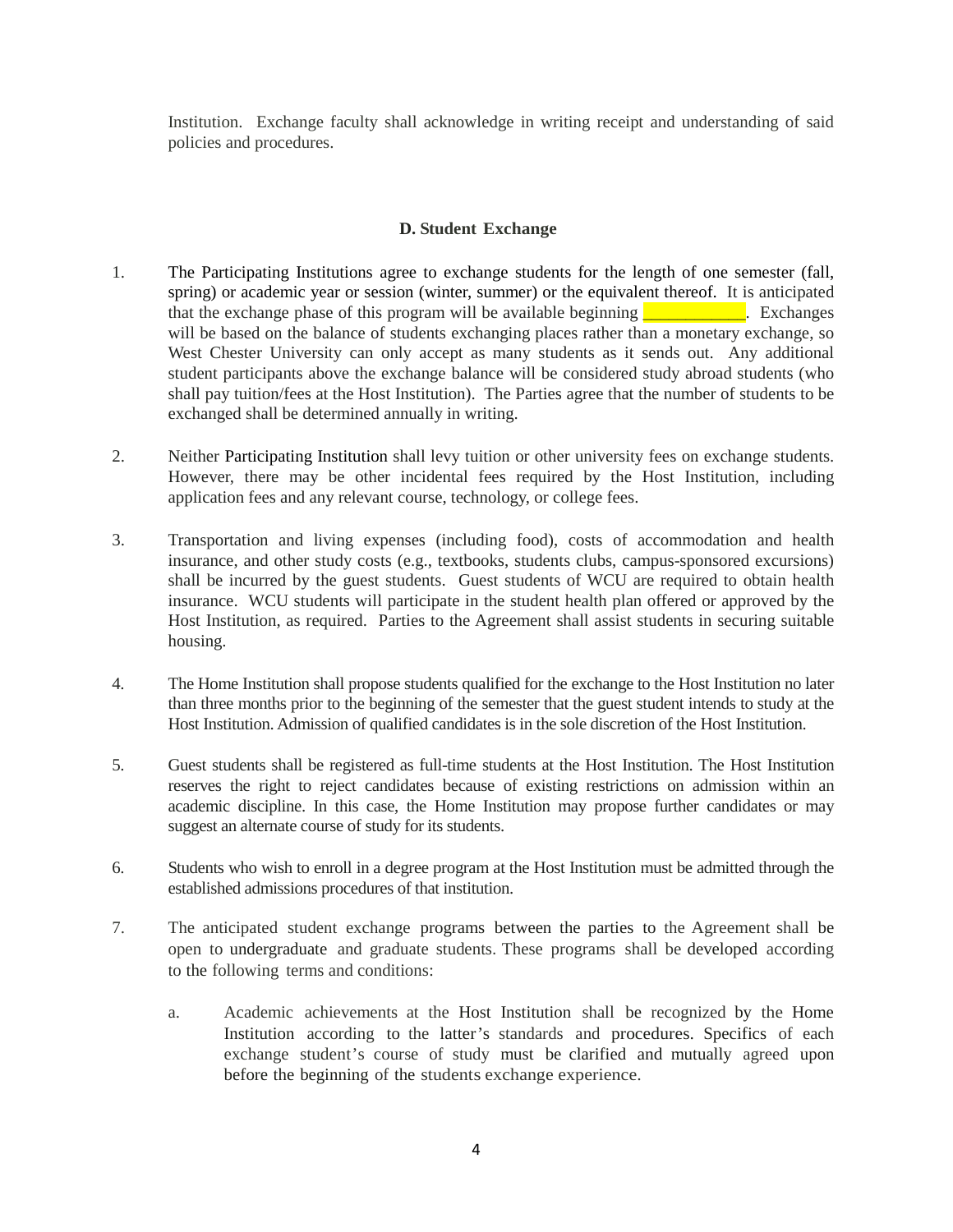Institution. Exchange faculty shall acknowledge in writing receipt and understanding of said policies and procedures.

### D. Student Exchange

1. The Participating Institutions agree to exchange students for the length of one semester (fall, spring) or academic year or session (winter, summer) or the equivalent thereof. It is anticipated that the exchange phase of this program will be available beginning ___________. Exchanges will be based on the balance of students exchanging places rather than a monetary exchange, so West Chester University can only accept as many students as it sends out. Any additional student participants above the exchange balance will be considered study abroad students (who shall pay tuition/fees at the Host Institution). The Parties agree that the number of students to be exchanged shall be determined annually in writing.

2. Neither Participating Institution shall levy tuition or other university fees on exchange students. However, there may be other incidental fees required by the Host Institution, including application fees and any relevant course, technology, or college fees.

3. Transportation and living expenses (including food), costs of accommodation and health insurance, and other study costs (e.g., textbooks, students clubs, campus-sponsored excursions) shall be incurred by the guest students. Guest students of WCU are required to obtain health insurance. WCU students will participate in the student health plan offered or approved by the Host Institution, as required. Parties to the Agreement shall assist students in securing suitable housing.

4. The Home Institution shall propose students qualified for the exchange to the Host Institution no later than three months prior to the beginning of the semester that the guest student intends to study at the Host Institution. Admission of qualified candidates is in the sole discretion of the Host Institution.

5. Guest students shall be registered as full-time students at the Host Institution. The Host Institution reserves the right to reject candidates because of existing restrictions on admission within an academic discipline. In this case, the Home Institution may propose further candidates or may suggest an alternate course of study for its students.

6. Students who wish to enroll in a degree program at the Host Institution must be admitted through the established admissions procedures of that institution.

7. The anticipated student exchange programs between the parties to the Agreement shall be open to undergraduate and graduate students. These programs shall be developed according to the following terms and conditions:

   a. Academic achievements at the Host Institution shall be recognized by the Home Institution according to the latter's standards and procedures. Specifics of each exchange student's course of study must be clarified and mutually agreed upon before the beginning of the students exchange experience.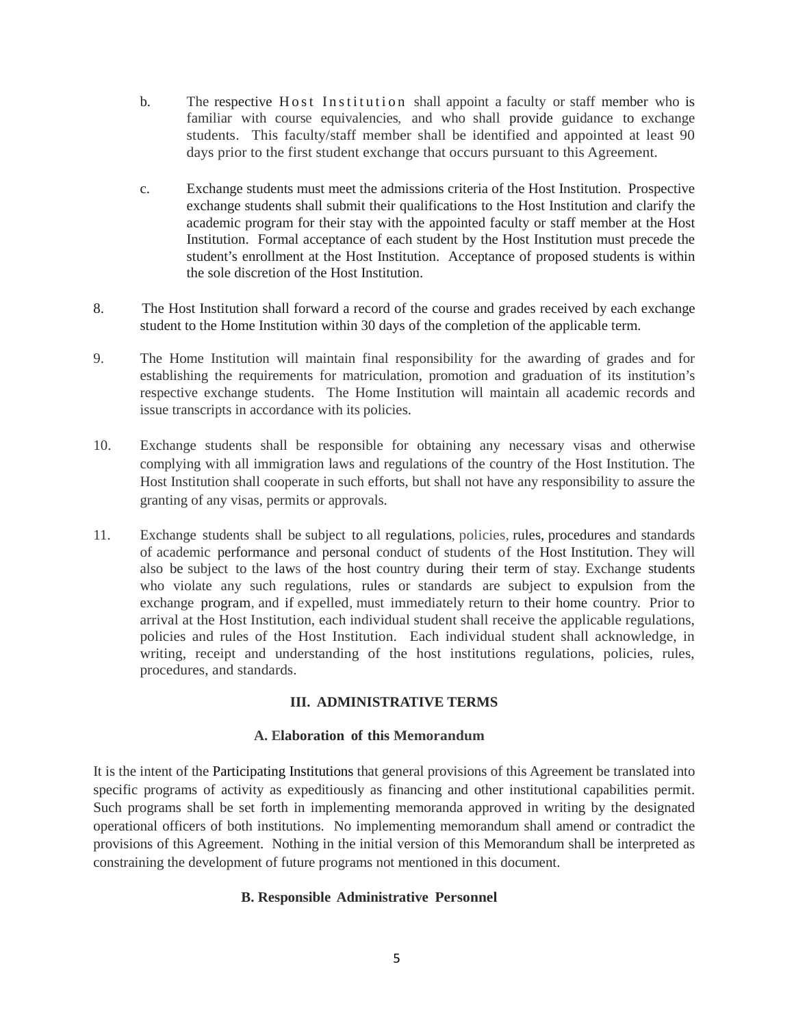b. The respective Host Institution shall appoint a faculty or staff member who is familiar with course equivalencies, and who shall provide guidance to exchange students. This faculty/staff member shall be identified and appointed at least 90 days prior to the first student exchange that occurs pursuant to this Agreement.

c. Exchange students must meet the admissions criteria of the Host Institution. Prospective exchange students shall submit their qualifications to the Host Institution and clarify the academic program for their stay with the appointed faculty or staff member at the Host Institution. Formal acceptance of each student by the Host Institution must precede the student's enrollment at the Host Institution. Acceptance of proposed students is within the sole discretion of the Host Institution.

8. The Host Institution shall forward a record of the course and grades received by each exchange student to the Home Institution within 30 days of the completion of the applicable term.

9. The Home Institution will maintain final responsibility for the awarding of grades and for establishing the requirements for matriculation, promotion and graduation of its institution's respective exchange students. The Home Institution will maintain all academic records and issue transcripts in accordance with its policies.

10. Exchange students shall be responsible for obtaining any necessary visas and otherwise complying with all immigration laws and regulations of the country of the Host Institution. The Host Institution shall cooperate in such efforts, but shall not have any responsibility to assure the granting of any visas, permits or approvals.

11. Exchange students shall be subject to all regulations, policies, rules, procedures and standards of academic performance and personal conduct of students of the Host Institution. They will also be subject to the laws of the host country during their term of stay. Exchange students who violate any such regulations, rules or standards are subject to expulsion from the exchange program, and if expelled, must immediately return to their home country. Prior to arrival at the Host Institution, each individual student shall receive the applicable regulations, policies and rules of the Host Institution. Each individual student shall acknowledge, in writing, receipt and understanding of the host institutions regulations, policies, rules, procedures, and standards.

## III. ADMINISTRATIVE TERMS

### A. Elaboration of this Memorandum

It is the intent of the Participating Institutions that general provisions of this Agreement be translated into specific programs of activity as expeditiously as financing and other institutional capabilities permit. Such programs shall be set forth in implementing memoranda approved in writing by the designated operational officers of both institutions. No implementing memorandum shall amend or contradict the provisions of this Agreement. Nothing in the initial version of this Memorandum shall be interpreted as constraining the development of future programs not mentioned in this document.

### B. Responsible Administrative Personnel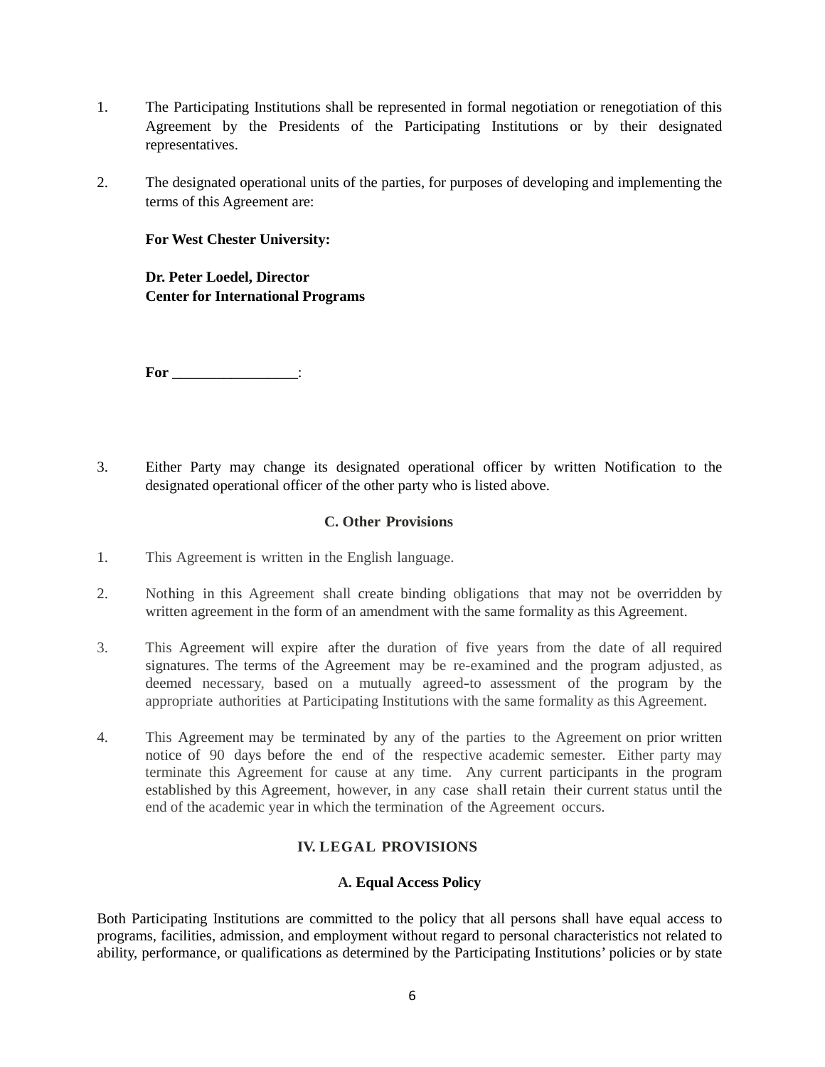1. The Participating Institutions shall be represented in formal negotiation or renegotiation of this Agreement by the Presidents of the Participating Institutions or by their designated representatives.

2. The designated operational units of the parties, for purposes of developing and implementing the terms of this Agreement are:

   **For West Chester University:**

   **Dr. Peter Loedel, Director**
   **Center for International Programs**

   **For \_\_\_\_\_\_\_\_\_\_\_\_\_\_\_\_\_:**

3. Either Party may change its designated operational officer by written Notification to the designated operational officer of the other party who is listed above.

### C. Other Provisions

1. This Agreement is written in the English language.

2. Nothing in this Agreement shall create binding obligations that may not be overridden by written agreement in the form of an amendment with the same formality as this Agreement.

3. This Agreement will expire after the duration of five years from the date of all required signatures. The terms of the Agreement may be re-examined and the program adjusted, as deemed necessary, based on a mutually agreed-to assessment of the program by the appropriate authorities at Participating Institutions with the same formality as this Agreement.

4. This Agreement may be terminated by any of the parties to the Agreement on prior written notice of 90 days before the end of the respective academic semester. Either party may terminate this Agreement for cause at any time. Any current participants in the program established by this Agreement, however, in any case shall retain their current status until the end of the academic year in which the termination of the Agreement occurs.

## IV. LEGAL PROVISIONS

### A. Equal Access Policy

Both Participating Institutions are committed to the policy that all persons shall have equal access to programs, facilities, admission, and employment without regard to personal characteristics not related to ability, performance, or qualifications as determined by the Participating Institutions' policies or by state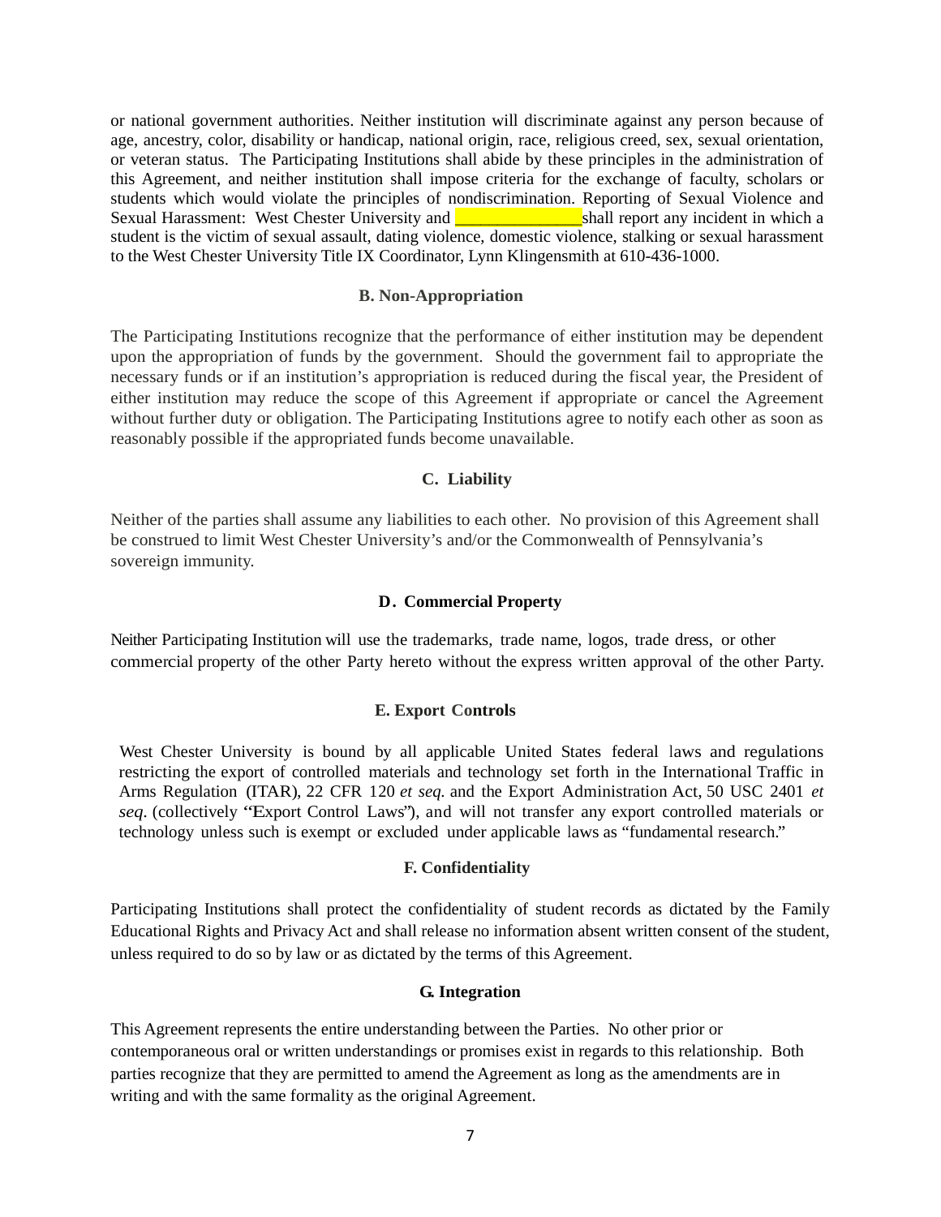or national government authorities. Neither institution will discriminate against any person because of age, ancestry, color, disability or handicap, national origin, race, religious creed, sex, sexual orientation, or veteran status. The Participating Institutions shall abide by these principles in the administration of this Agreement, and neither institution shall impose criteria for the exchange of faculty, scholars or students which would violate the principles of nondiscrimination. Reporting of Sexual Violence and Sexual Harassment: West Chester University and _______________shall report any incident in which a student is the victim of sexual assault, dating violence, domestic violence, stalking or sexual harassment to the West Chester University Title IX Coordinator, Lynn Klingensmith at 610-436-1000.

### B. Non-Appropriation

The Participating Institutions recognize that the performance of either institution may be dependent upon the appropriation of funds by the government. Should the government fail to appropriate the necessary funds or if an institution's appropriation is reduced during the fiscal year, the President of either institution may reduce the scope of this Agreement if appropriate or cancel the Agreement without further duty or obligation. The Participating Institutions agree to notify each other as soon as reasonably possible if the appropriated funds become unavailable.

### C. Liability

Neither of the parties shall assume any liabilities to each other. No provision of this Agreement shall be construed to limit West Chester University's and/or the Commonwealth of Pennsylvania's sovereign immunity.

### D. Commercial Property

Neither Participating Institution will use the trademarks, trade name, logos, trade dress, or other commercial property of the other Party hereto without the express written approval of the other Party.

### E. Export Controls

West Chester University is bound by all applicable United States federal laws and regulations restricting the export of controlled materials and technology set forth in the International Traffic in Arms Regulation (ITAR), 22 CFR 120 *et seq.* and the Export Administration Act, 50 USC 2401 *et seq*. (collectively "Export Control Laws"), and will not transfer any export controlled materials or technology unless such is exempt or excluded under applicable laws as "fundamental research."

### F. Confidentiality

Participating Institutions shall protect the confidentiality of student records as dictated by the Family Educational Rights and Privacy Act and shall release no information absent written consent of the student, unless required to do so by law or as dictated by the terms of this Agreement.

### G. Integration

This Agreement represents the entire understanding between the Parties. No other prior or contemporaneous oral or written understandings or promises exist in regards to this relationship. Both parties recognize that they are permitted to amend the Agreement as long as the amendments are in writing and with the same formality as the original Agreement.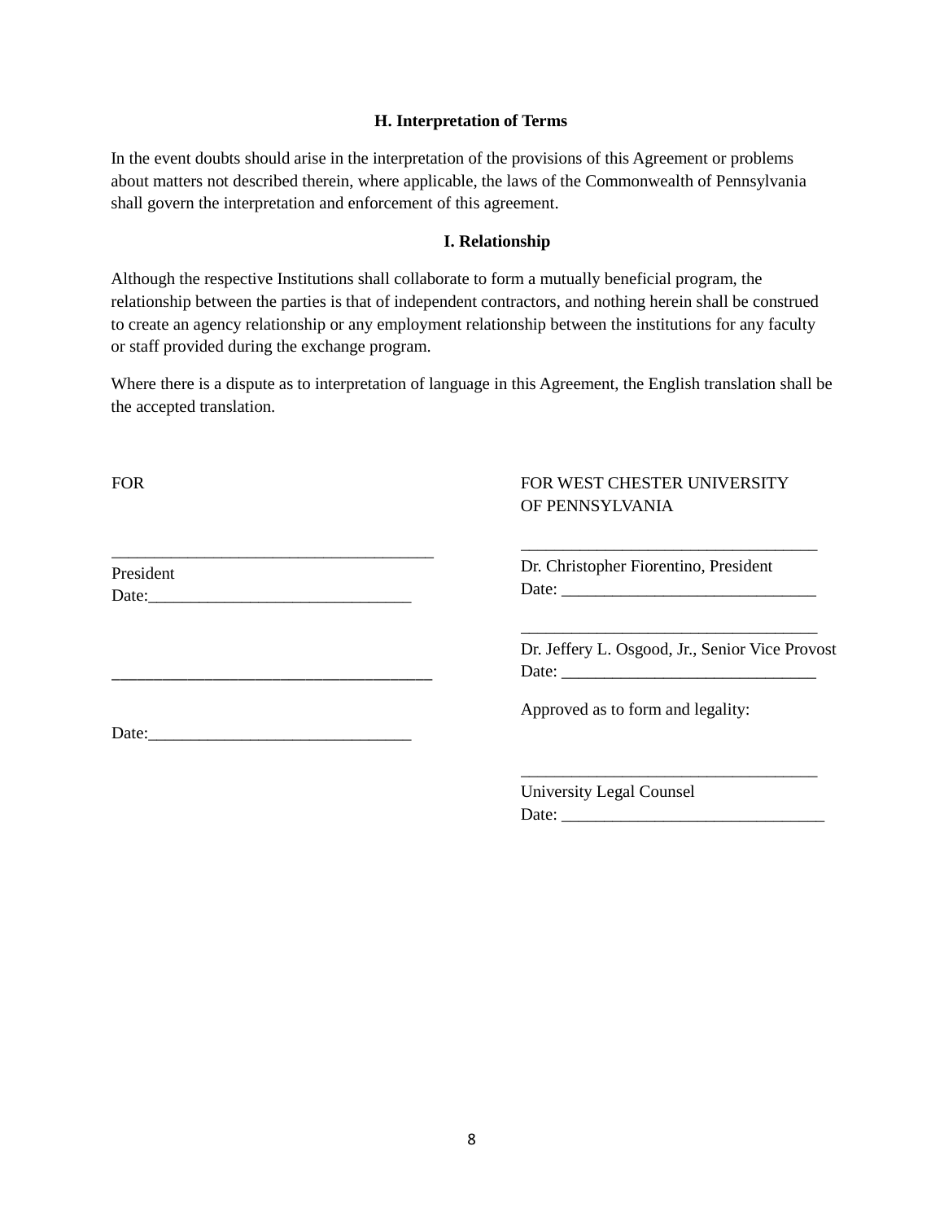### H. Interpretation of Terms

In the event doubts should arise in the interpretation of the provisions of this Agreement or problems about matters not described therein, where applicable, the laws of the Commonwealth of Pennsylvania shall govern the interpretation and enforcement of this agreement.

### I. Relationship

Although the respective Institutions shall collaborate to form a mutually beneficial program, the relationship between the parties is that of independent contractors, and nothing herein shall be construed to create an agency relationship or any employment relationship between the institutions for any faculty or staff provided during the exchange program.

Where there is a dispute as to interpretation of language in this Agreement, the English translation shall be the accepted translation.

FOR

\_\_\_\_\_\_\_\_\_\_\_\_\_\_\_\_\_\_\_\_\_\_\_\_\_\_\_\_\_\_\_\_\_\_\_\_\_\_
President
Date:\_\_\_\_\_\_\_\_\_\_\_\_\_\_\_\_\_\_\_\_\_\_\_\_\_\_\_\_\_\_

\_\_\_\_\_\_\_\_\_\_\_\_\_\_\_\_\_\_\_\_\_\_\_\_\_\_\_\_\_\_\_\_\_\_\_\_\_\_

Date:\_\_\_\_\_\_\_\_\_\_\_\_\_\_\_\_\_\_\_\_\_\_\_\_\_\_\_\_\_\_

FOR WEST CHESTER UNIVERSITY OF PENNSYLVANIA

\_\_\_\_\_\_\_\_\_\_\_\_\_\_\_\_\_\_\_\_\_\_\_\_\_\_\_\_\_\_\_\_\_\_\_
Dr. Christopher Fiorentino, President
Date: \_\_\_\_\_\_\_\_\_\_\_\_\_\_\_\_\_\_\_\_\_\_\_\_\_\_\_\_\_\_

\_\_\_\_\_\_\_\_\_\_\_\_\_\_\_\_\_\_\_\_\_\_\_\_\_\_\_\_\_\_\_\_\_\_\_
Dr. Jeffery L. Osgood, Jr., Senior Vice Provost
Date: \_\_\_\_\_\_\_\_\_\_\_\_\_\_\_\_\_\_\_\_\_\_\_\_\_\_\_\_\_\_

Approved as to form and legality:

\_\_\_\_\_\_\_\_\_\_\_\_\_\_\_\_\_\_\_\_\_\_\_\_\_\_\_\_\_\_\_\_\_\_\_
University Legal Counsel
Date: \_\_\_\_\_\_\_\_\_\_\_\_\_\_\_\_\_\_\_\_\_\_\_\_\_\_\_\_\_\_\_